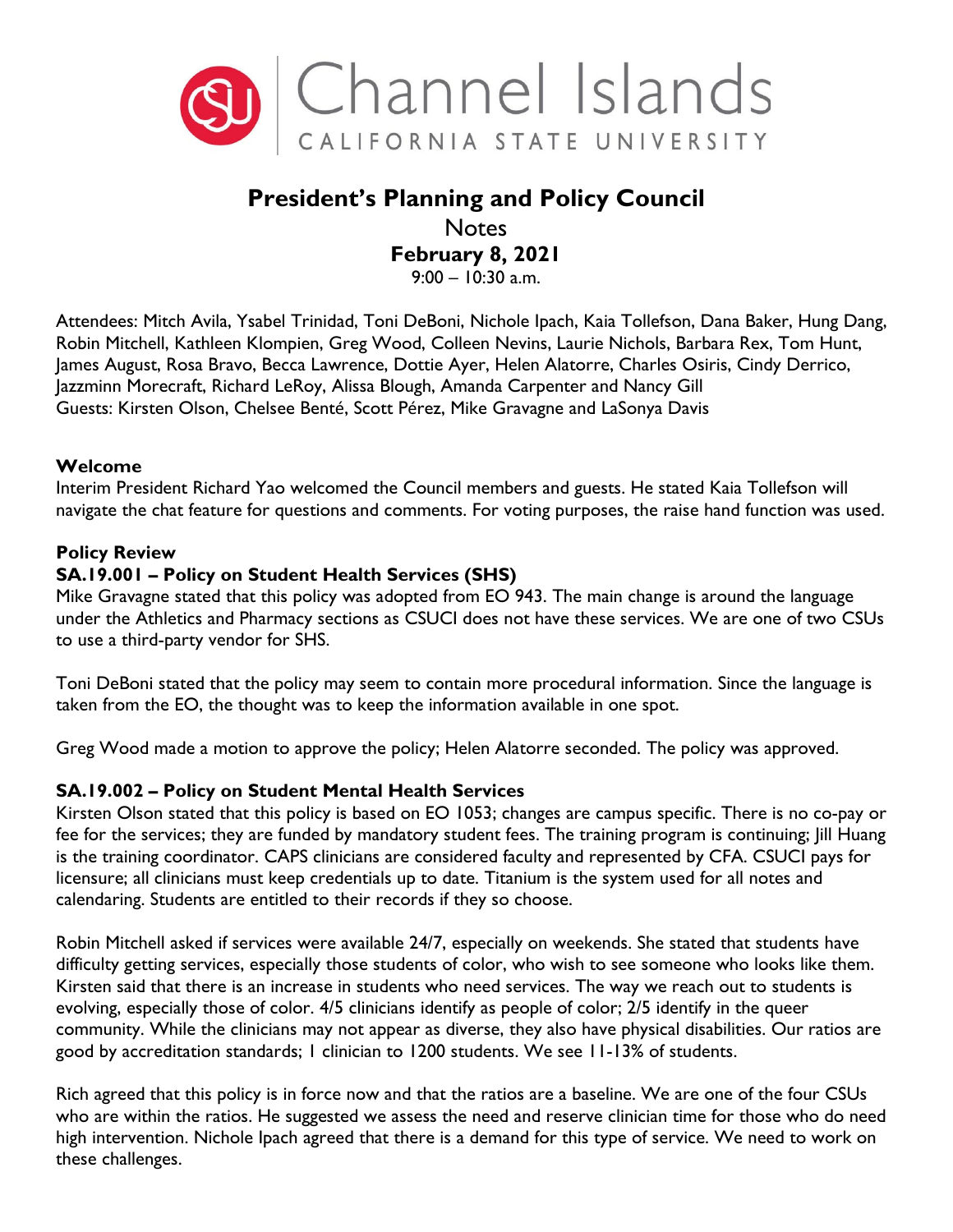Channel Islands
CALIFORNIA STATE UNIVERSITY

# President's Planning and Policy Council

Notes

**February 8, 2021**

9:00 – 10:30 a.m.

Attendees: Mitch Avila, Ysabel Trinidad, Toni DeBoni, Nichole Ipach, Kaia Tollefson, Dana Baker, Hung Dang, Robin Mitchell, Kathleen Klompien, Greg Wood, Colleen Nevins, Laurie Nichols, Barbara Rex, Tom Hunt, James August, Rosa Bravo, Becca Lawrence, Dottie Ayer, Helen Alatorre, Charles Osiris, Cindy Derrico, Jazzminn Morecraft, Richard LeRoy, Alissa Blough, Amanda Carpenter and Nancy Gill
Guests: Kirsten Olson, Chelsee Benté, Scott Pérez, Mike Gravagne and LaSonya Davis

## Welcome

Interim President Richard Yao welcomed the Council members and guests. He stated Kaia Tollefson will navigate the chat feature for questions and comments. For voting purposes, the raise hand function was used.

## Policy Review

### SA.19.001 – Policy on Student Health Services (SHS)

Mike Gravagne stated that this policy was adopted from EO 943. The main change is around the language under the Athletics and Pharmacy sections as CSUCI does not have these services. We are one of two CSUs to use a third-party vendor for SHS.

Toni DeBoni stated that the policy may seem to contain more procedural information. Since the language is taken from the EO, the thought was to keep the information available in one spot.

Greg Wood made a motion to approve the policy; Helen Alatorre seconded. The policy was approved.

### SA.19.002 – Policy on Student Mental Health Services

Kirsten Olson stated that this policy is based on EO 1053; changes are campus specific. There is no co-pay or fee for the services; they are funded by mandatory student fees. The training program is continuing; Jill Huang is the training coordinator. CAPS clinicians are considered faculty and represented by CFA. CSUCI pays for licensure; all clinicians must keep credentials up to date. Titanium is the system used for all notes and calendaring. Students are entitled to their records if they so choose.

Robin Mitchell asked if services were available 24/7, especially on weekends. She stated that students have difficulty getting services, especially those students of color, who wish to see someone who looks like them. Kirsten said that there is an increase in students who need services. The way we reach out to students is evolving, especially those of color. 4/5 clinicians identify as people of color; 2/5 identify in the queer community. While the clinicians may not appear as diverse, they also have physical disabilities. Our ratios are good by accreditation standards; 1 clinician to 1200 students. We see 11-13% of students.

Rich agreed that this policy is in force now and that the ratios are a baseline. We are one of the four CSUs who are within the ratios. He suggested we assess the need and reserve clinician time for those who do need high intervention. Nichole Ipach agreed that there is a demand for this type of service. We need to work on these challenges.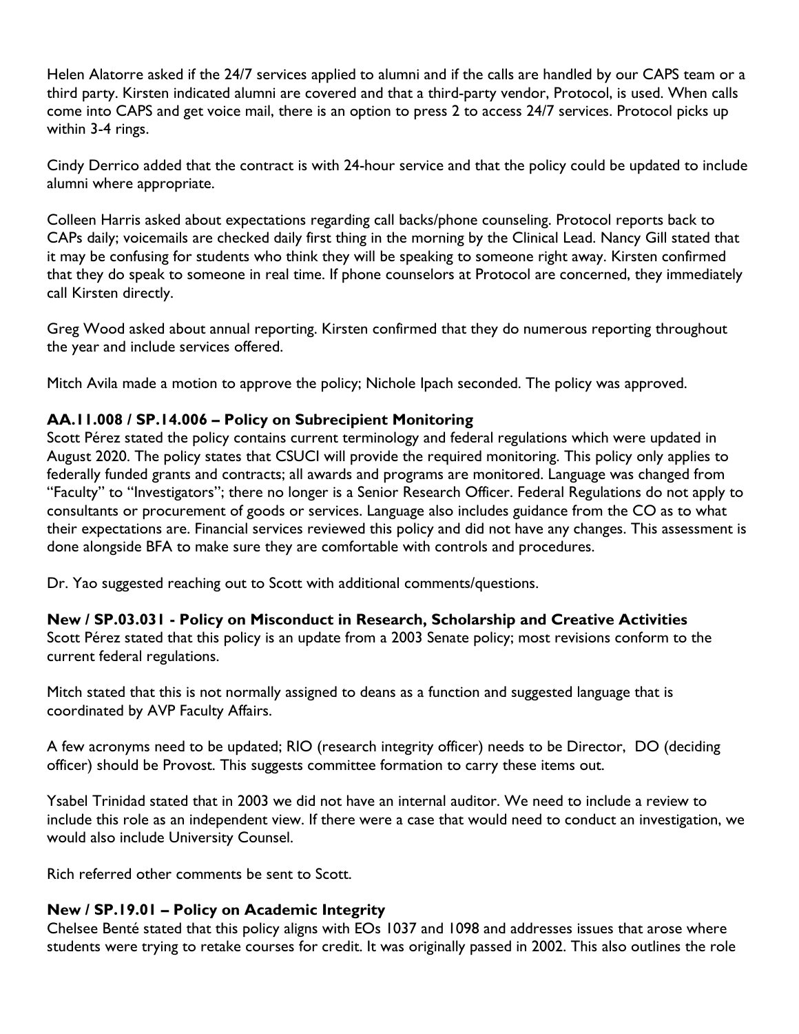Helen Alatorre asked if the 24/7 services applied to alumni and if the calls are handled by our CAPS team or a third party. Kirsten indicated alumni are covered and that a third-party vendor, Protocol, is used. When calls come into CAPS and get voice mail, there is an option to press 2 to access 24/7 services. Protocol picks up within 3-4 rings.

Cindy Derrico added that the contract is with 24-hour service and that the policy could be updated to include alumni where appropriate.

Colleen Harris asked about expectations regarding call backs/phone counseling. Protocol reports back to CAPs daily; voicemails are checked daily first thing in the morning by the Clinical Lead. Nancy Gill stated that it may be confusing for students who think they will be speaking to someone right away. Kirsten confirmed that they do speak to someone in real time. If phone counselors at Protocol are concerned, they immediately call Kirsten directly.

Greg Wood asked about annual reporting. Kirsten confirmed that they do numerous reporting throughout the year and include services offered.

Mitch Avila made a motion to approve the policy; Nichole Ipach seconded. The policy was approved.

**AA.11.008 / SP.14.006 – Policy on Subrecipient Monitoring**

Scott Pérez stated the policy contains current terminology and federal regulations which were updated in August 2020. The policy states that CSUCI will provide the required monitoring. This policy only applies to federally funded grants and contracts; all awards and programs are monitored. Language was changed from "Faculty" to "Investigators"; there no longer is a Senior Research Officer. Federal Regulations do not apply to consultants or procurement of goods or services. Language also includes guidance from the CO as to what their expectations are. Financial services reviewed this policy and did not have any changes. This assessment is done alongside BFA to make sure they are comfortable with controls and procedures.

Dr. Yao suggested reaching out to Scott with additional comments/questions.

**New / SP.03.031 - Policy on Misconduct in Research, Scholarship and Creative Activities**

Scott Pérez stated that this policy is an update from a 2003 Senate policy; most revisions conform to the current federal regulations.

Mitch stated that this is not normally assigned to deans as a function and suggested language that is coordinated by AVP Faculty Affairs.

A few acronyms need to be updated; RIO (research integrity officer) needs to be Director, DO (deciding officer) should be Provost. This suggests committee formation to carry these items out.

Ysabel Trinidad stated that in 2003 we did not have an internal auditor. We need to include a review to include this role as an independent view. If there were a case that would need to conduct an investigation, we would also include University Counsel.

Rich referred other comments be sent to Scott.

**New / SP.19.01 – Policy on Academic Integrity**

Chelsee Benté stated that this policy aligns with EOs 1037 and 1098 and addresses issues that arose where students were trying to retake courses for credit. It was originally passed in 2002. This also outlines the role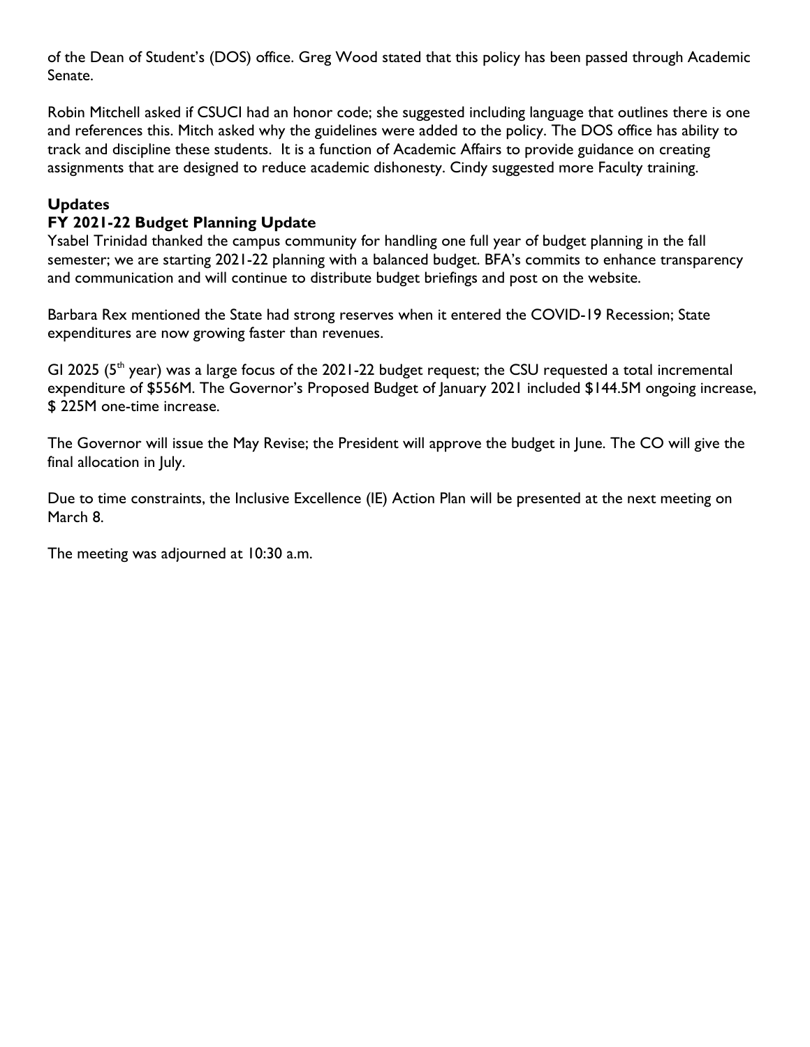of the Dean of Student's (DOS) office. Greg Wood stated that this policy has been passed through Academic Senate.

Robin Mitchell asked if CSUCI had an honor code; she suggested including language that outlines there is one and references this. Mitch asked why the guidelines were added to the policy. The DOS office has ability to track and discipline these students. It is a function of Academic Affairs to provide guidance on creating assignments that are designed to reduce academic dishonesty. Cindy suggested more Faculty training.

**Updates**

**FY 2021-22 Budget Planning Update**

Ysabel Trinidad thanked the campus community for handling one full year of budget planning in the fall semester; we are starting 2021-22 planning with a balanced budget. BFA's commits to enhance transparency and communication and will continue to distribute budget briefings and post on the website.

Barbara Rex mentioned the State had strong reserves when it entered the COVID-19 Recession; State expenditures are now growing faster than revenues.

GI 2025 (5th year) was a large focus of the 2021-22 budget request; the CSU requested a total incremental expenditure of $556M. The Governor's Proposed Budget of January 2021 included $144.5M ongoing increase, $ 225M one-time increase.

The Governor will issue the May Revise; the President will approve the budget in June. The CO will give the final allocation in July.

Due to time constraints, the Inclusive Excellence (IE) Action Plan will be presented at the next meeting on March 8.

The meeting was adjourned at 10:30 a.m.